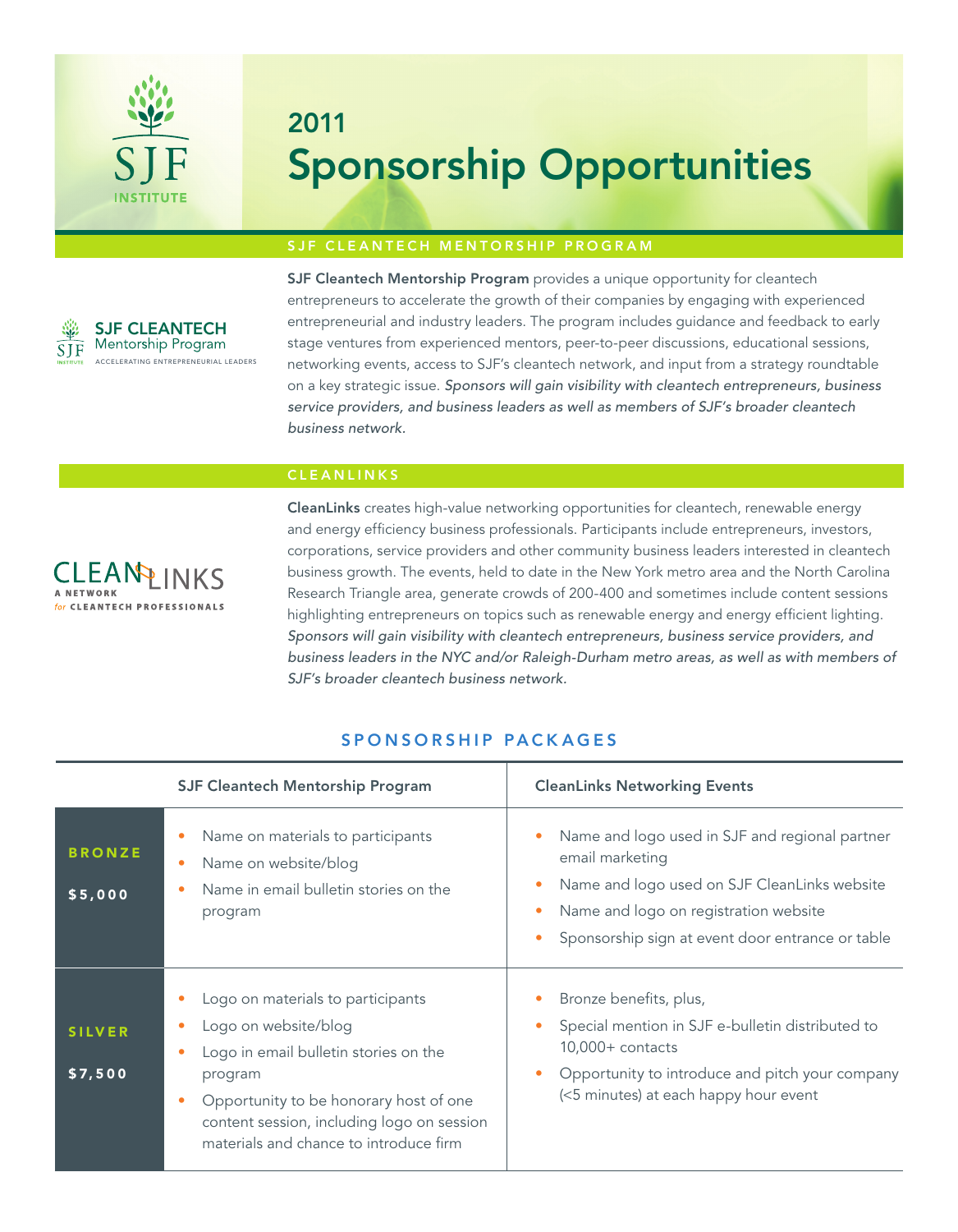# 2011 Sponsorship Opportunities

## SJF CLEANTECH MENTORSHIP PROGRAM

SJF CLEANTECH Mentorship Program
ACCELERATING ENTREPRENEURIAL LEADERS

**SJF Cleantech Mentorship Program** provides a unique opportunity for cleantech entrepreneurs to accelerate the growth of their companies by engaging with experienced entrepreneurial and industry leaders. The program includes guidance and feedback to early stage ventures from experienced mentors, peer-to-peer discussions, educational sessions, networking events, access to SJF's cleantech network, and input from a strategy roundtable on a key strategic issue. *Sponsors will gain visibility with cleantech entrepreneurs, business service providers, and business leaders as well as members of SJF's broader cleantech business network.*

## CLEANLINKS

CLEANLINKS
A NETWORK for CLEANTECH PROFESSIONALS

**CleanLinks** creates high-value networking opportunities for cleantech, renewable energy and energy efficiency business professionals. Participants include entrepreneurs, investors, corporations, service providers and other community business leaders interested in cleantech business growth. The events, held to date in the New York metro area and the North Carolina Research Triangle area, generate crowds of 200-400 and sometimes include content sessions highlighting entrepreneurs on topics such as renewable energy and energy efficient lighting. *Sponsors will gain visibility with cleantech entrepreneurs, business service providers, and business leaders in the NYC and/or Raleigh-Durham metro areas, as well as with members of SJF's broader cleantech business network.*

## SPONSORSHIP PACKAGES

| | SJF Cleantech Mentorship Program | CleanLinks Networking Events |
|---|---|---|
| **BRONZE** $5,000 | • Name on materials to participants<br>• Name on website/blog<br>• Name in email bulletin stories on the program | • Name and logo used in SJF and regional partner email marketing<br>• Name and logo used on SJF CleanLinks website<br>• Name and logo on registration website<br>• Sponsorship sign at event door entrance or table |
| **SILVER** $7,500 | • Logo on materials to participants<br>• Logo on website/blog<br>• Logo in email bulletin stories on the program<br>• Opportunity to be honorary host of one content session, including logo on session materials and chance to introduce firm | • Bronze benefits, plus,<br>• Special mention in SJF e-bulletin distributed to 10,000+ contacts<br>• Opportunity to introduce and pitch your company (<5 minutes) at each happy hour event |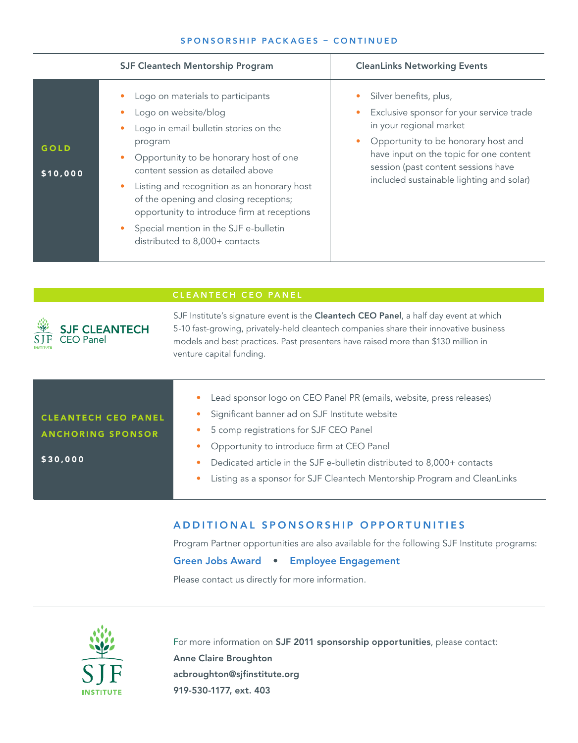## SPONSORSHIP PACKAGES – CONTINUED

| | SJF Cleantech Mentorship Program | CleanLinks Networking Events |
|---|---|---|
| **GOLD** **$10,000** | • Logo on materials to participants<br>• Logo on website/blog<br>• Logo in email bulletin stories on the program<br>• Opportunity to be honorary host of one content session as detailed above<br>• Listing and recognition as an honorary host of the opening and closing receptions; opportunity to introduce firm at receptions<br>• Special mention in the SJF e-bulletin distributed to 8,000+ contacts | • Silver benefits, plus,<br>• Exclusive sponsor for your service trade in your regional market<br>• Opportunity to be honorary host and have input on the topic for one content session (past content sessions have included sustainable lighting and solar) |

## CLEANTECH CEO PANEL

**SJF CLEANTECH** CEO Panel

SJF Institute's signature event is the **Cleantech CEO Panel**, a half day event at which 5-10 fast-growing, privately-held cleantech companies share their innovative business models and best practices. Past presenters have raised more than $130 million in venture capital funding.

| | |
|---|---|
| **CLEANTECH CEO PANEL ANCHORING SPONSOR** **$30,000** | • Lead sponsor logo on CEO Panel PR (emails, website, press releases)<br>• Significant banner ad on SJF Institute website<br>• 5 comp registrations for SJF CEO Panel<br>• Opportunity to introduce firm at CEO Panel<br>• Dedicated article in the SJF e-bulletin distributed to 8,000+ contacts<br>• Listing as a sponsor for SJF Cleantech Mentorship Program and CleanLinks |

## ADDITIONAL SPONSORSHIP OPPORTUNITIES

Program Partner opportunities are also available for the following SJF Institute programs:

**Green Jobs Award** • **Employee Engagement**

Please contact us directly for more information.

SJF INSTITUTE

For more information on **SJF 2011 sponsorship opportunities**, please contact:

**Anne Claire Broughton**
**acbroughton@sjfinstitute.org**
**919-530-1177, ext. 403**